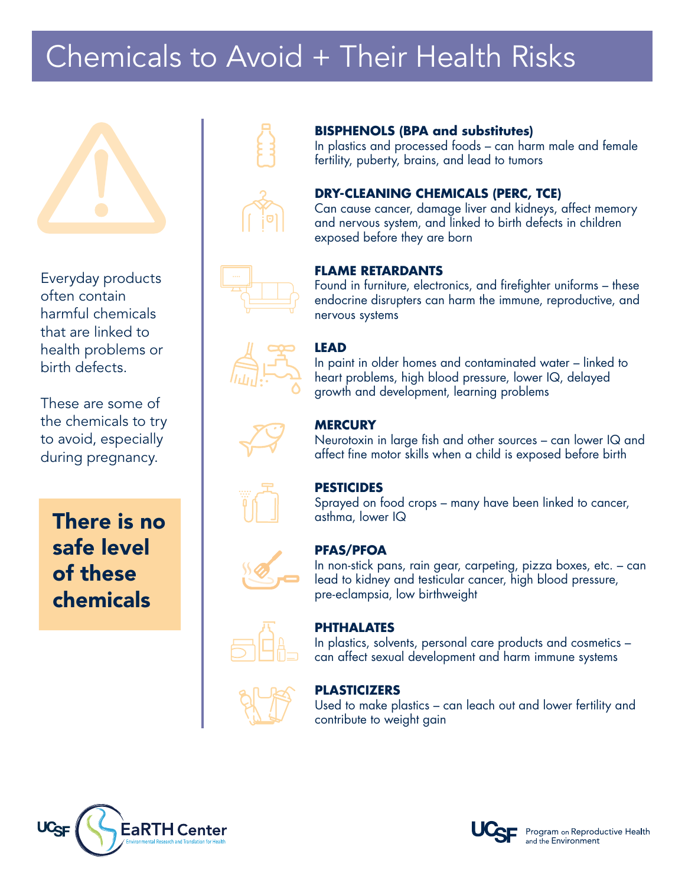# Chemicals to Avoid + Their Health Risks

Everyday products often contain harmful chemicals that are linked to health problems or birth defects.

These are some of the chemicals to try to avoid, especially during pregnancy.

**There is no safe level of these chemicals**

**BISPHENOLS (BPA and substitutes)**
In plastics and processed foods – can harm male and female fertility, puberty, brains, and lead to tumors

**DRY-CLEANING CHEMICALS (PERC, TCE)**
Can cause cancer, damage liver and kidneys, affect memory and nervous system, and linked to birth defects in children exposed before they are born

**FLAME RETARDANTS**
Found in furniture, electronics, and firefighter uniforms – these endocrine disrupters can harm the immune, reproductive, and nervous systems

**LEAD**
In paint in older homes and contaminated water – linked to heart problems, high blood pressure, lower IQ, delayed growth and development, learning problems

**MERCURY**
Neurotoxin in large fish and other sources – can lower IQ and affect fine motor skills when a child is exposed before birth

**PESTICIDES**
Sprayed on food crops – many have been linked to cancer, asthma, lower IQ

**PFAS/PFOA**
In non-stick pans, rain gear, carpeting, pizza boxes, etc. – can lead to kidney and testicular cancer, high blood pressure, pre-eclampsia, low birthweight

**PHTHALATES**
In plastics, solvents, personal care products and cosmetics – can affect sexual development and harm immune systems

**PLASTICIZERS**
Used to make plastics – can leach out and lower fertility and contribute to weight gain

UCSF EaRTH Center – Environmental Research and Translation for Health

UCSF Program on Reproductive Health and the Environment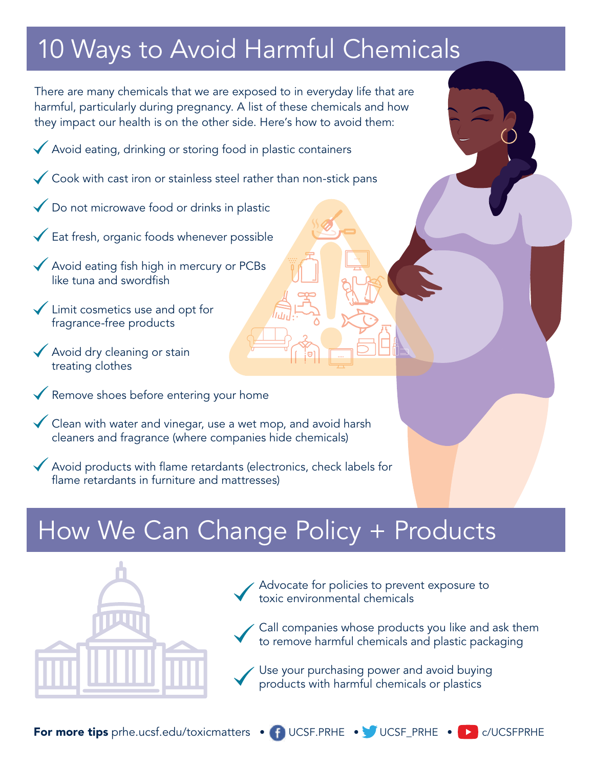# 10 Ways to Avoid Harmful Chemicals

There are many chemicals that we are exposed to in everyday life that are harmful, particularly during pregnancy. A list of these chemicals and how they impact our health is on the other side. Here's how to avoid them:

- ✓ Avoid eating, drinking or storing food in plastic containers
- ✓ Cook with cast iron or stainless steel rather than non-stick pans
- ✓ Do not microwave food or drinks in plastic
- ✓ Eat fresh, organic foods whenever possible
- ✓ Avoid eating fish high in mercury or PCBs like tuna and swordfish
- ✓ Limit cosmetics use and opt for fragrance-free products
- ✓ Avoid dry cleaning or stain treating clothes
- ✓ Remove shoes before entering your home
- ✓ Clean with water and vinegar, use a wet mop, and avoid harsh cleaners and fragrance (where companies hide chemicals)
- ✓ Avoid products with flame retardants (electronics, check labels for flame retardants in furniture and mattresses)

# How We Can Change Policy + Products

- ✓ Advocate for policies to prevent exposure to toxic environmental chemicals
- ✓ Call companies whose products you like and ask them to remove harmful chemicals and plastic packaging
- ✓ Use your purchasing power and avoid buying products with harmful chemicals or plastics

**For more tips** prhe.ucsf.edu/toxicmatters • UCSF.PRHE • UCSF_PRHE • c/UCSFPRHE